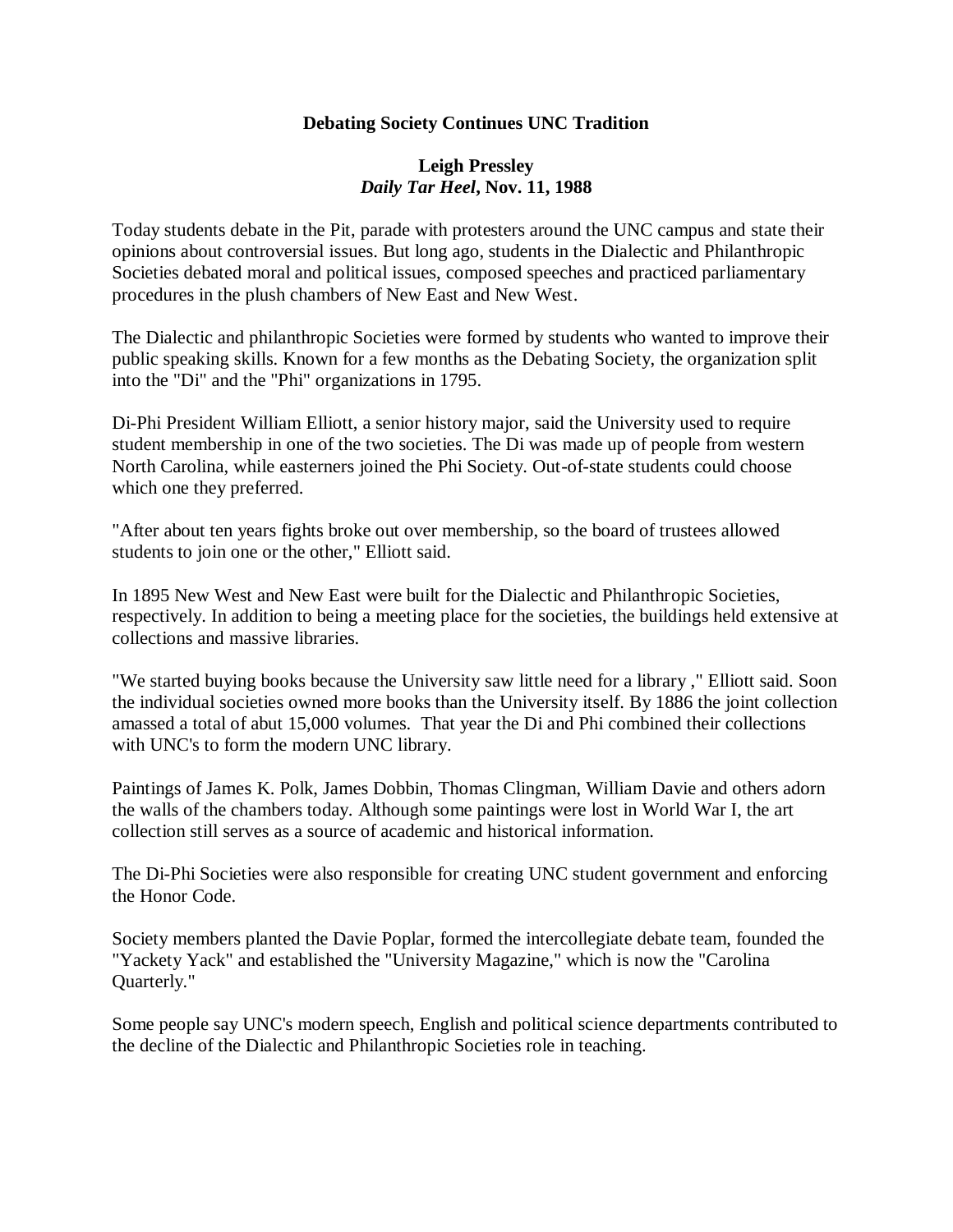# Debating Society Continues UNC Tradition

**Leigh Pressley**
***Daily Tar Heel*, Nov. 11, 1988**

Today students debate in the Pit, parade with protesters around the UNC campus and state their opinions about controversial issues. But long ago, students in the Dialectic and Philanthropic Societies debated moral and political issues, composed speeches and practiced parliamentary procedures in the plush chambers of New East and New West.

The Dialectic and philanthropic Societies were formed by students who wanted to improve their public speaking skills. Known for a few months as the Debating Society, the organization split into the "Di" and the "Phi" organizations in 1795.

Di-Phi President William Elliott, a senior history major, said the University used to require student membership in one of the two societies. The Di was made up of people from western North Carolina, while easterners joined the Phi Society. Out-of-state students could choose which one they preferred.

"After about ten years fights broke out over membership, so the board of trustees allowed students to join one or the other," Elliott said.

In 1895 New West and New East were built for the Dialectic and Philanthropic Societies, respectively. In addition to being a meeting place for the societies, the buildings held extensive at collections and massive libraries.

"We started buying books because the University saw little need for a library ," Elliott said. Soon the individual societies owned more books than the University itself. By 1886 the joint collection amassed a total of abut 15,000 volumes. That year the Di and Phi combined their collections with UNC's to form the modern UNC library.

Paintings of James K. Polk, James Dobbin, Thomas Clingman, William Davie and others adorn the walls of the chambers today. Although some paintings were lost in World War I, the art collection still serves as a source of academic and historical information.

The Di-Phi Societies were also responsible for creating UNC student government and enforcing the Honor Code.

Society members planted the Davie Poplar, formed the intercollegiate debate team, founded the "Yackety Yack" and established the "University Magazine," which is now the "Carolina Quarterly."

Some people say UNC's modern speech, English and political science departments contributed to the decline of the Dialectic and Philanthropic Societies role in teaching.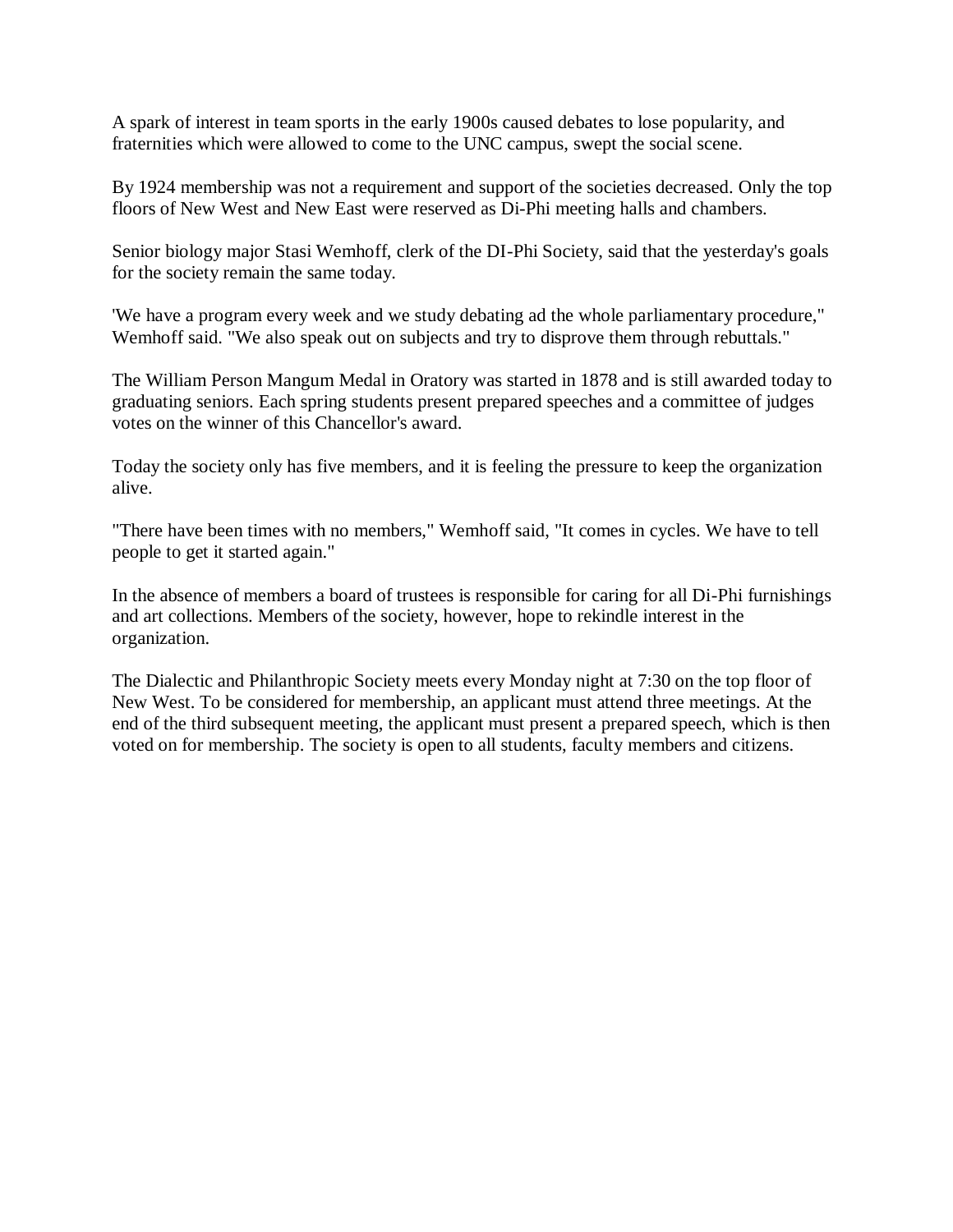A spark of interest in team sports in the early 1900s caused debates to lose popularity, and fraternities which were allowed to come to the UNC campus, swept the social scene.

By 1924 membership was not a requirement and support of the societies decreased. Only the top floors of New West and New East were reserved as Di-Phi meeting halls and chambers.

Senior biology major Stasi Wemhoff, clerk of the DI-Phi Society, said that the yesterday's goals for the society remain the same today.

'We have a program every week and we study debating ad the whole parliamentary procedure," Wemhoff said. "We also speak out on subjects and try to disprove them through rebuttals."

The William Person Mangum Medal in Oratory was started in 1878 and is still awarded today to graduating seniors. Each spring students present prepared speeches and a committee of judges votes on the winner of this Chancellor's award.

Today the society only has five members, and it is feeling the pressure to keep the organization alive.

"There have been times with no members," Wemhoff said, "It comes in cycles. We have to tell people to get it started again."

In the absence of members a board of trustees is responsible for caring for all Di-Phi furnishings and art collections. Members of the society, however, hope to rekindle interest in the organization.

The Dialectic and Philanthropic Society meets every Monday night at 7:30 on the top floor of New West. To be considered for membership, an applicant must attend three meetings. At the end of the third subsequent meeting, the applicant must present a prepared speech, which is then voted on for membership. The society is open to all students, faculty members and citizens.